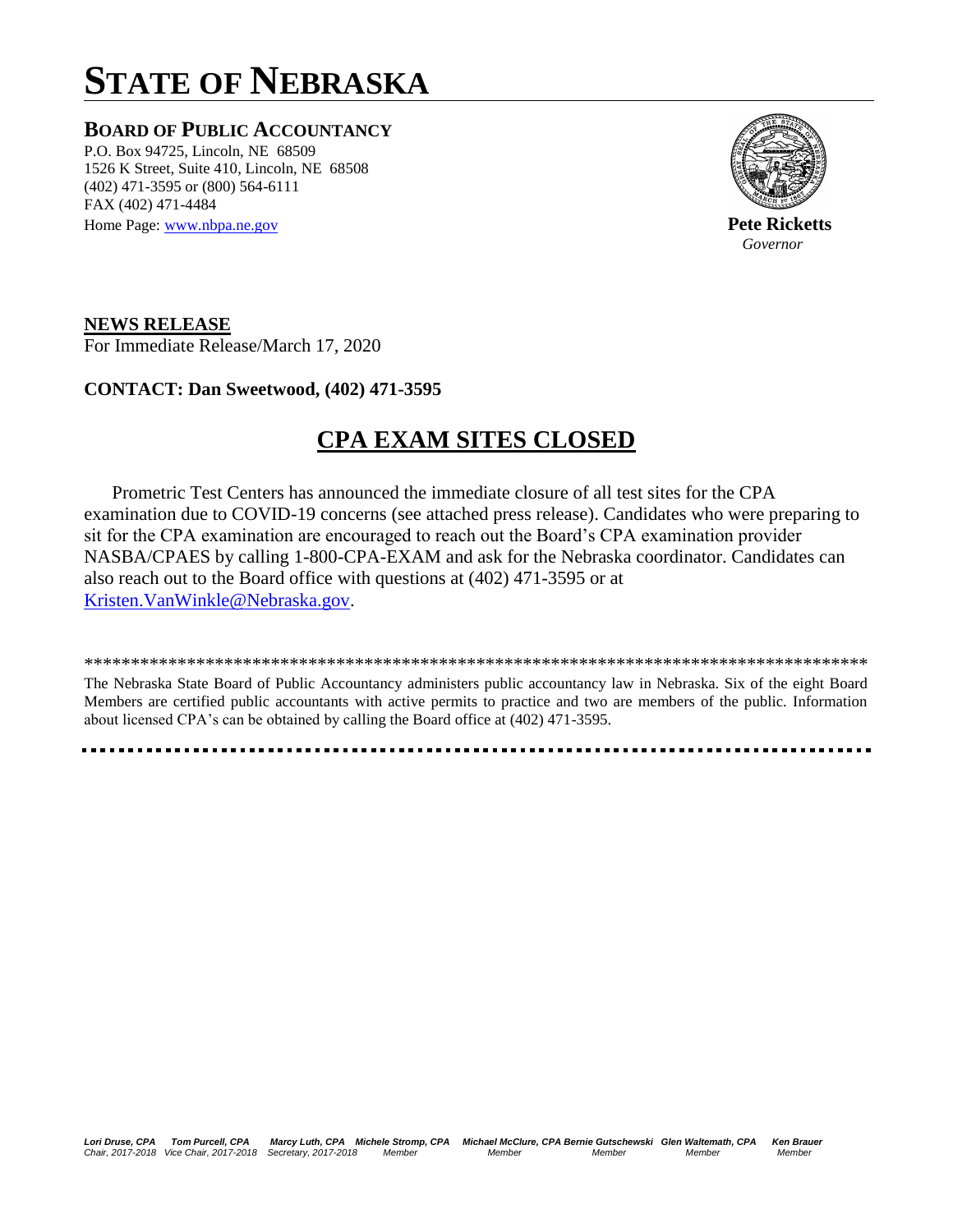# STATE OF NEBRASKA

**BOARD OF PUBLIC ACCOUNTANCY**

P.O. Box 94725, Lincoln, NE 68509
1526 K Street, Suite 410, Lincoln, NE 68508
(402) 471-3595 or (800) 564-6111
FAX (402) 471-4484
Home Page: www.nbpa.ne.gov

**Pete Ricketts**
*Governor*

**NEWS RELEASE**
For Immediate Release/March 17, 2020

**CONTACT: Dan Sweetwood, (402) 471-3595**

## CPA EXAM SITES CLOSED

Prometric Test Centers has announced the immediate closure of all test sites for the CPA examination due to COVID-19 concerns (see attached press release). Candidates who were preparing to sit for the CPA examination are encouraged to reach out the Board's CPA examination provider NASBA/CPAES by calling 1-800-CPA-EXAM and ask for the Nebraska coordinator. Candidates can also reach out to the Board office with questions at (402) 471-3595 or at Kristen.VanWinkle@Nebraska.gov.

***************************************************************************************

The Nebraska State Board of Public Accountancy administers public accountancy law in Nebraska. Six of the eight Board Members are certified public accountants with active permits to practice and two are members of the public. Information about licensed CPA's can be obtained by calling the Board office at (402) 471-3595.

*Lori Druse, CPA* – Chair, 2017-2018; *Tom Purcell, CPA* – Vice Chair, 2017-2018; *Marcy Luth, CPA* – Secretary, 2017-2018; *Michele Stromp, CPA* – Member; *Michael McClure, CPA* – Member; *Bernie Gutschewski* – Member; *Glen Waltemath, CPA* – Member; *Ken Brauer* – Member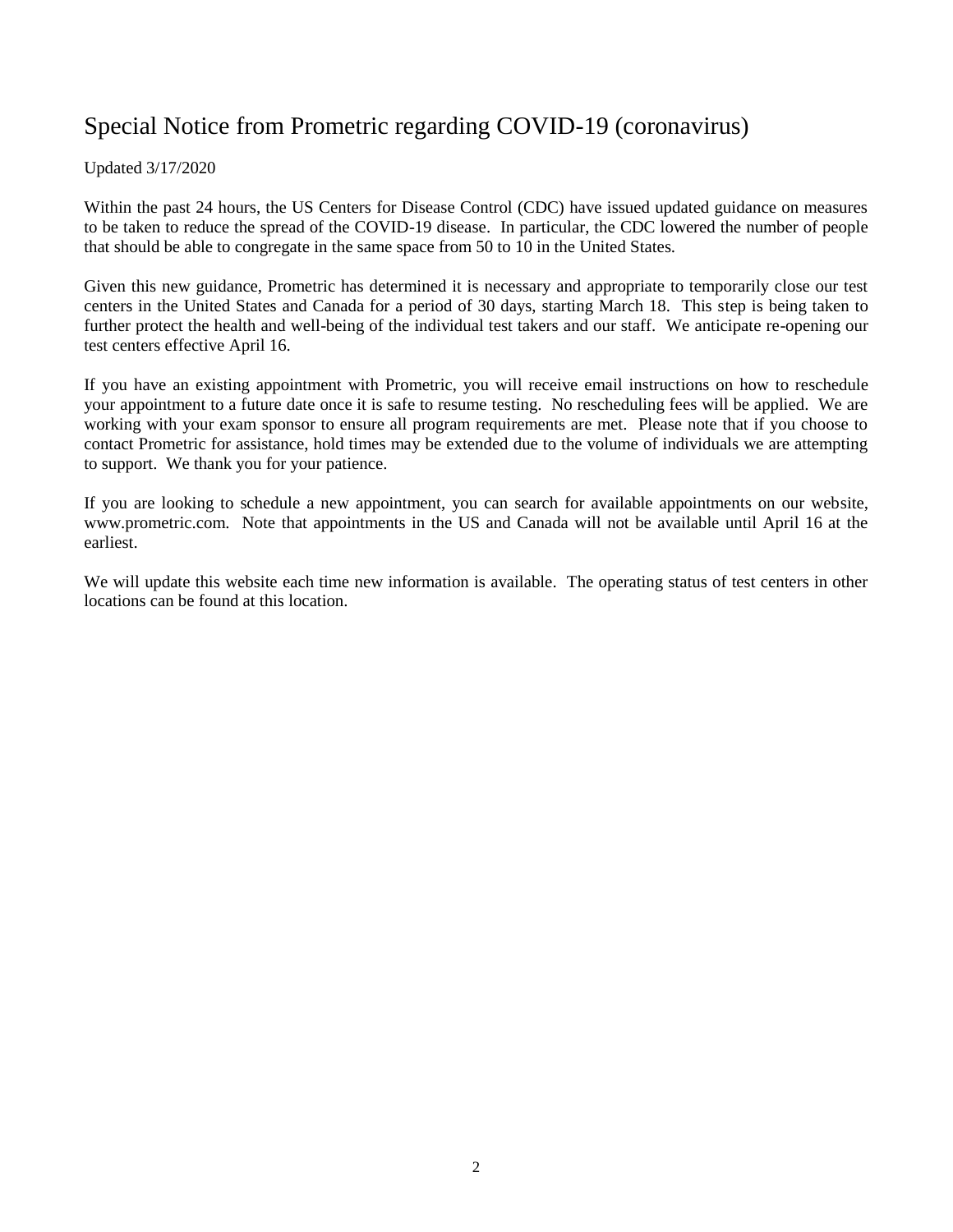# Special Notice from Prometric regarding COVID-19 (coronavirus)

Updated 3/17/2020

Within the past 24 hours, the US Centers for Disease Control (CDC) have issued updated guidance on measures to be taken to reduce the spread of the COVID-19 disease. In particular, the CDC lowered the number of people that should be able to congregate in the same space from 50 to 10 in the United States.

Given this new guidance, Prometric has determined it is necessary and appropriate to temporarily close our test centers in the United States and Canada for a period of 30 days, starting March 18. This step is being taken to further protect the health and well-being of the individual test takers and our staff. We anticipate re-opening our test centers effective April 16.

If you have an existing appointment with Prometric, you will receive email instructions on how to reschedule your appointment to a future date once it is safe to resume testing. No rescheduling fees will be applied. We are working with your exam sponsor to ensure all program requirements are met. Please note that if you choose to contact Prometric for assistance, hold times may be extended due to the volume of individuals we are attempting to support. We thank you for your patience.

If you are looking to schedule a new appointment, you can search for available appointments on our website, www.prometric.com. Note that appointments in the US and Canada will not be available until April 16 at the earliest.

We will update this website each time new information is available. The operating status of test centers in other locations can be found at this location.